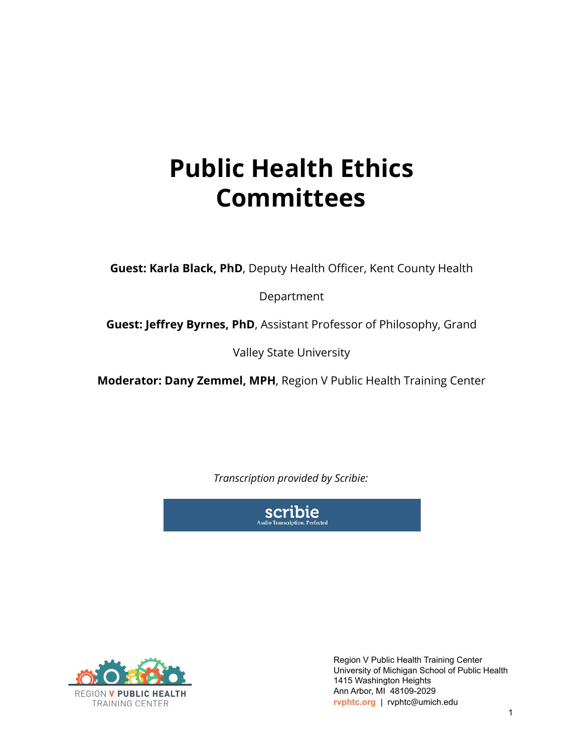# Public Health Ethics Committees

**Guest: Karla Black, PhD**, Deputy Health Officer, Kent County Health Department

**Guest: Jeffrey Byrnes, PhD**, Assistant Professor of Philosophy, Grand Valley State University

**Moderator: Dany Zemmel, MPH**, Region V Public Health Training Center

*Transcription provided by Scribie:*

scribie
Audio Transcription, Perfected

REGION V PUBLIC HEALTH TRAINING CENTER

Region V Public Health Training Center
University of Michigan School of Public Health
1415 Washington Heights
Ann Arbor, MI 48109-2029
rvphtc.org | rvphtc@umich.edu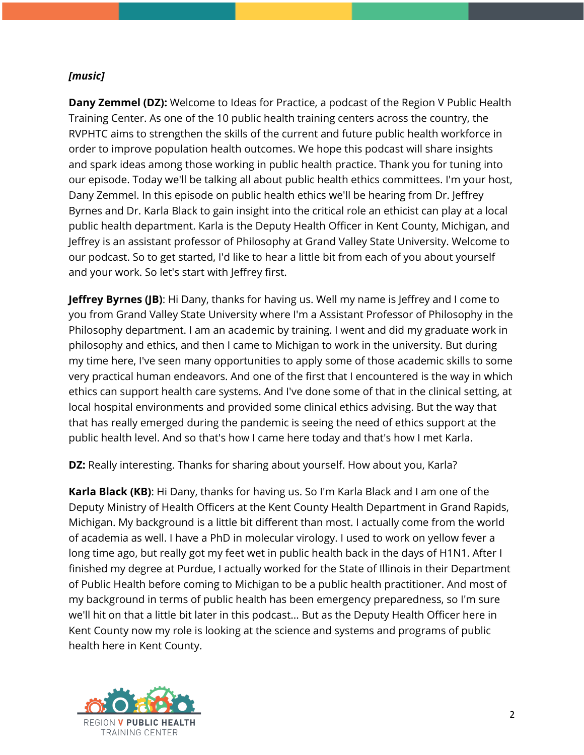***[music]***

**Dany Zemmel (DZ):** Welcome to Ideas for Practice, a podcast of the Region V Public Health Training Center. As one of the 10 public health training centers across the country, the RVPHTC aims to strengthen the skills of the current and future public health workforce in order to improve population health outcomes. We hope this podcast will share insights and spark ideas among those working in public health practice. Thank you for tuning into our episode. Today we'll be talking all about public health ethics committees. I'm your host, Dany Zemmel. In this episode on public health ethics we'll be hearing from Dr. Jeffrey Byrnes and Dr. Karla Black to gain insight into the critical role an ethicist can play at a local public health department. Karla is the Deputy Health Officer in Kent County, Michigan, and Jeffrey is an assistant professor of Philosophy at Grand Valley State University. Welcome to our podcast. So to get started, I'd like to hear a little bit from each of you about yourself and your work. So let's start with Jeffrey first.

**Jeffrey Byrnes (JB)**: Hi Dany, thanks for having us. Well my name is Jeffrey and I come to you from Grand Valley State University where I'm a Assistant Professor of Philosophy in the Philosophy department. I am an academic by training. I went and did my graduate work in philosophy and ethics, and then I came to Michigan to work in the university. But during my time here, I've seen many opportunities to apply some of those academic skills to some very practical human endeavors. And one of the first that I encountered is the way in which ethics can support health care systems. And I've done some of that in the clinical setting, at local hospital environments and provided some clinical ethics advising. But the way that that has really emerged during the pandemic is seeing the need of ethics support at the public health level. And so that's how I came here today and that's how I met Karla.

**DZ:** Really interesting. Thanks for sharing about yourself. How about you, Karla?

**Karla Black (KB)**: Hi Dany, thanks for having us. So I'm Karla Black and I am one of the Deputy Ministry of Health Officers at the Kent County Health Department in Grand Rapids, Michigan. My background is a little bit different than most. I actually come from the world of academia as well. I have a PhD in molecular virology. I used to work on yellow fever a long time ago, but really got my feet wet in public health back in the days of H1N1. After I finished my degree at Purdue, I actually worked for the State of Illinois in their Department of Public Health before coming to Michigan to be a public health practitioner. And most of my background in terms of public health has been emergency preparedness, so I'm sure we'll hit on that a little bit later in this podcast... But as the Deputy Health Officer here in Kent County now my role is looking at the science and systems and programs of public health here in Kent County.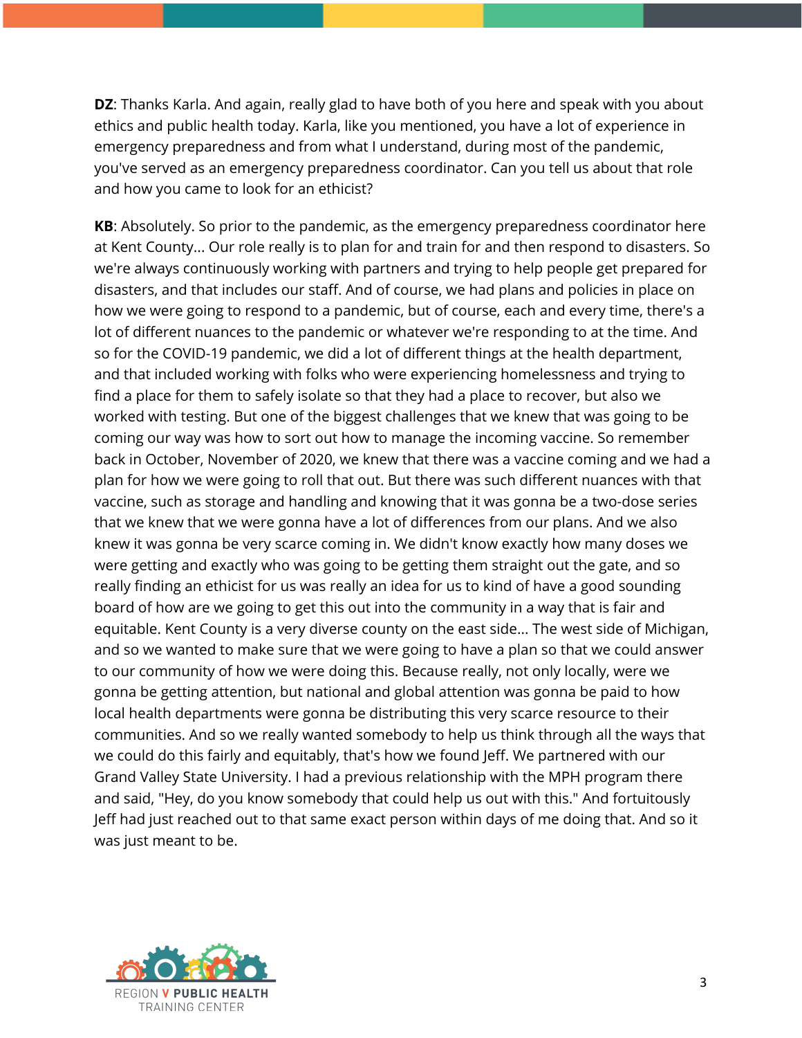**DZ**: Thanks Karla. And again, really glad to have both of you here and speak with you about ethics and public health today. Karla, like you mentioned, you have a lot of experience in emergency preparedness and from what I understand, during most of the pandemic, you've served as an emergency preparedness coordinator. Can you tell us about that role and how you came to look for an ethicist?

**KB**: Absolutely. So prior to the pandemic, as the emergency preparedness coordinator here at Kent County... Our role really is to plan for and train for and then respond to disasters. So we're always continuously working with partners and trying to help people get prepared for disasters, and that includes our staff. And of course, we had plans and policies in place on how we were going to respond to a pandemic, but of course, each and every time, there's a lot of different nuances to the pandemic or whatever we're responding to at the time. And so for the COVID-19 pandemic, we did a lot of different things at the health department, and that included working with folks who were experiencing homelessness and trying to find a place for them to safely isolate so that they had a place to recover, but also we worked with testing. But one of the biggest challenges that we knew that was going to be coming our way was how to sort out how to manage the incoming vaccine. So remember back in October, November of 2020, we knew that there was a vaccine coming and we had a plan for how we were going to roll that out. But there was such different nuances with that vaccine, such as storage and handling and knowing that it was gonna be a two-dose series that we knew that we were gonna have a lot of differences from our plans. And we also knew it was gonna be very scarce coming in. We didn't know exactly how many doses we were getting and exactly who was going to be getting them straight out the gate, and so really finding an ethicist for us was really an idea for us to kind of have a good sounding board of how are we going to get this out into the community in a way that is fair and equitable. Kent County is a very diverse county on the east side... The west side of Michigan, and so we wanted to make sure that we were going to have a plan so that we could answer to our community of how we were doing this. Because really, not only locally, were we gonna be getting attention, but national and global attention was gonna be paid to how local health departments were gonna be distributing this very scarce resource to their communities. And so we really wanted somebody to help us think through all the ways that we could do this fairly and equitably, that's how we found Jeff. We partnered with our Grand Valley State University. I had a previous relationship with the MPH program there and said, "Hey, do you know somebody that could help us out with this." And fortuitously Jeff had just reached out to that same exact person within days of me doing that. And so it was just meant to be.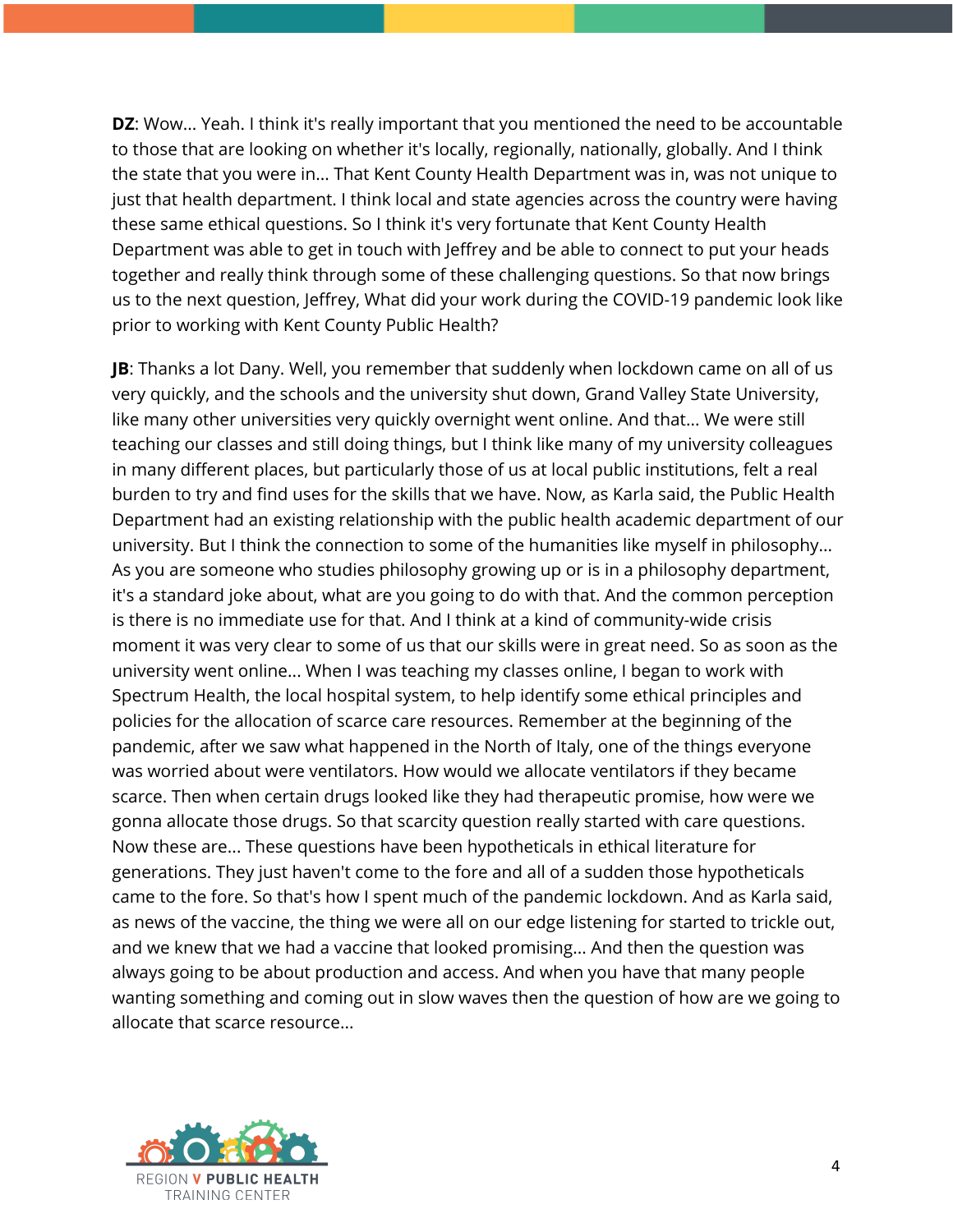**DZ**: Wow... Yeah. I think it's really important that you mentioned the need to be accountable to those that are looking on whether it's locally, regionally, nationally, globally. And I think the state that you were in... That Kent County Health Department was in, was not unique to just that health department. I think local and state agencies across the country were having these same ethical questions. So I think it's very fortunate that Kent County Health Department was able to get in touch with Jeffrey and be able to connect to put your heads together and really think through some of these challenging questions. So that now brings us to the next question, Jeffrey, What did your work during the COVID-19 pandemic look like prior to working with Kent County Public Health?

**JB**: Thanks a lot Dany. Well, you remember that suddenly when lockdown came on all of us very quickly, and the schools and the university shut down, Grand Valley State University, like many other universities very quickly overnight went online. And that... We were still teaching our classes and still doing things, but I think like many of my university colleagues in many different places, but particularly those of us at local public institutions, felt a real burden to try and find uses for the skills that we have. Now, as Karla said, the Public Health Department had an existing relationship with the public health academic department of our university. But I think the connection to some of the humanities like myself in philosophy... As you are someone who studies philosophy growing up or is in a philosophy department, it's a standard joke about, what are you going to do with that. And the common perception is there is no immediate use for that. And I think at a kind of community-wide crisis moment it was very clear to some of us that our skills were in great need. So as soon as the university went online... When I was teaching my classes online, I began to work with Spectrum Health, the local hospital system, to help identify some ethical principles and policies for the allocation of scarce care resources. Remember at the beginning of the pandemic, after we saw what happened in the North of Italy, one of the things everyone was worried about were ventilators. How would we allocate ventilators if they became scarce. Then when certain drugs looked like they had therapeutic promise, how were we gonna allocate those drugs. So that scarcity question really started with care questions. Now these are... These questions have been hypotheticals in ethical literature for generations. They just haven't come to the fore and all of a sudden those hypotheticals came to the fore. So that's how I spent much of the pandemic lockdown. And as Karla said, as news of the vaccine, the thing we were all on our edge listening for started to trickle out, and we knew that we had a vaccine that looked promising... And then the question was always going to be about production and access. And when you have that many people wanting something and coming out in slow waves then the question of how are we going to allocate that scarce resource...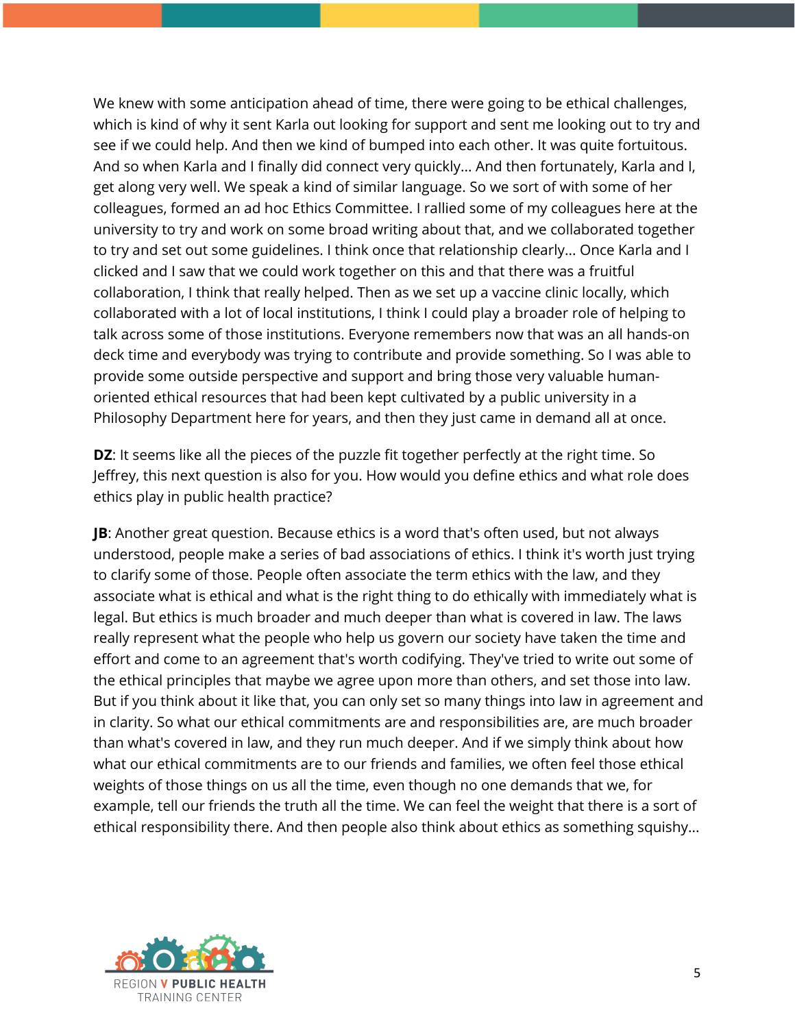We knew with some anticipation ahead of time, there were going to be ethical challenges, which is kind of why it sent Karla out looking for support and sent me looking out to try and see if we could help. And then we kind of bumped into each other. It was quite fortuitous. And so when Karla and I finally did connect very quickly… And then fortunately, Karla and I, get along very well. We speak a kind of similar language. So we sort of with some of her colleagues, formed an ad hoc Ethics Committee. I rallied some of my colleagues here at the university to try and work on some broad writing about that, and we collaborated together to try and set out some guidelines. I think once that relationship clearly… Once Karla and I clicked and I saw that we could work together on this and that there was a fruitful collaboration, I think that really helped. Then as we set up a vaccine clinic locally, which collaborated with a lot of local institutions, I think I could play a broader role of helping to talk across some of those institutions. Everyone remembers now that was an all hands-on deck time and everybody was trying to contribute and provide something. So I was able to provide some outside perspective and support and bring those very valuable human-oriented ethical resources that had been kept cultivated by a public university in a Philosophy Department here for years, and then they just came in demand all at once.

**DZ**: It seems like all the pieces of the puzzle fit together perfectly at the right time. So Jeffrey, this next question is also for you. How would you define ethics and what role does ethics play in public health practice?

**JB**: Another great question. Because ethics is a word that's often used, but not always understood, people make a series of bad associations of ethics. I think it's worth just trying to clarify some of those. People often associate the term ethics with the law, and they associate what is ethical and what is the right thing to do ethically with immediately what is legal. But ethics is much broader and much deeper than what is covered in law. The laws really represent what the people who help us govern our society have taken the time and effort and come to an agreement that's worth codifying. They've tried to write out some of the ethical principles that maybe we agree upon more than others, and set those into law. But if you think about it like that, you can only set so many things into law in agreement and in clarity. So what our ethical commitments are and responsibilities are, are much broader than what's covered in law, and they run much deeper. And if we simply think about how what our ethical commitments are to our friends and families, we often feel those ethical weights of those things on us all the time, even though no one demands that we, for example, tell our friends the truth all the time. We can feel the weight that there is a sort of ethical responsibility there. And then people also think about ethics as something squishy…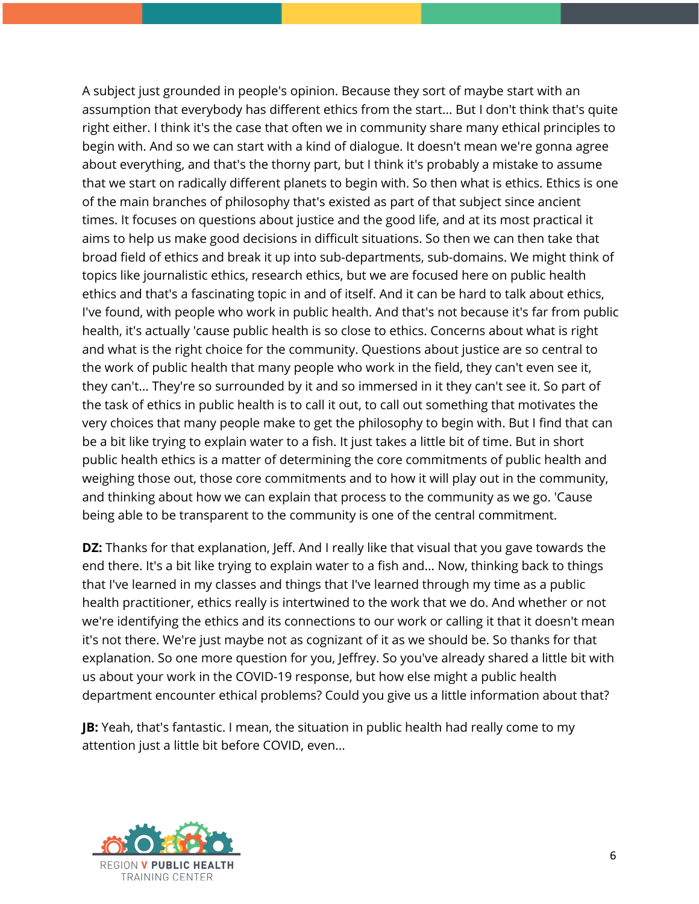A subject just grounded in people's opinion. Because they sort of maybe start with an assumption that everybody has different ethics from the start... But I don't think that's quite right either. I think it's the case that often we in community share many ethical principles to begin with. And so we can start with a kind of dialogue. It doesn't mean we're gonna agree about everything, and that's the thorny part, but I think it's probably a mistake to assume that we start on radically different planets to begin with. So then what is ethics. Ethics is one of the main branches of philosophy that's existed as part of that subject since ancient times. It focuses on questions about justice and the good life, and at its most practical it aims to help us make good decisions in difficult situations. So then we can then take that broad field of ethics and break it up into sub-departments, sub-domains. We might think of topics like journalistic ethics, research ethics, but we are focused here on public health ethics and that's a fascinating topic in and of itself. And it can be hard to talk about ethics, I've found, with people who work in public health. And that's not because it's far from public health, it's actually 'cause public health is so close to ethics. Concerns about what is right and what is the right choice for the community. Questions about justice are so central to the work of public health that many people who work in the field, they can't even see it, they can't... They're so surrounded by it and so immersed in it they can't see it. So part of the task of ethics in public health is to call it out, to call out something that motivates the very choices that many people make to get the philosophy to begin with. But I find that can be a bit like trying to explain water to a fish. It just takes a little bit of time. But in short public health ethics is a matter of determining the core commitments of public health and weighing those out, those core commitments and to how it will play out in the community, and thinking about how we can explain that process to the community as we go. 'Cause being able to be transparent to the community is one of the central commitment.

**DZ:** Thanks for that explanation, Jeff. And I really like that visual that you gave towards the end there. It's a bit like trying to explain water to a fish and... Now, thinking back to things that I've learned in my classes and things that I've learned through my time as a public health practitioner, ethics really is intertwined to the work that we do. And whether or not we're identifying the ethics and its connections to our work or calling it that it doesn't mean it's not there. We're just maybe not as cognizant of it as we should be. So thanks for that explanation. So one more question for you, Jeffrey. So you've already shared a little bit with us about your work in the COVID-19 response, but how else might a public health department encounter ethical problems? Could you give us a little information about that?

**JB:** Yeah, that's fantastic. I mean, the situation in public health had really come to my attention just a little bit before COVID, even...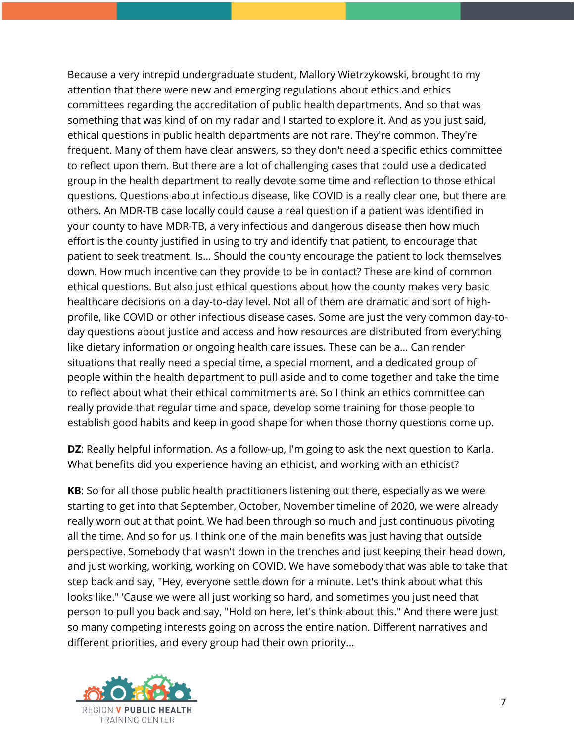Because a very intrepid undergraduate student, Mallory Wietrzykowski, brought to my attention that there were new and emerging regulations about ethics and ethics committees regarding the accreditation of public health departments. And so that was something that was kind of on my radar and I started to explore it. And as you just said, ethical questions in public health departments are not rare. They're common. They're frequent. Many of them have clear answers, so they don't need a specific ethics committee to reflect upon them. But there are a lot of challenging cases that could use a dedicated group in the health department to really devote some time and reflection to those ethical questions. Questions about infectious disease, like COVID is a really clear one, but there are others. An MDR-TB case locally could cause a real question if a patient was identified in your county to have MDR-TB, a very infectious and dangerous disease then how much effort is the county justified in using to try and identify that patient, to encourage that patient to seek treatment. Is... Should the county encourage the patient to lock themselves down. How much incentive can they provide to be in contact? These are kind of common ethical questions. But also just ethical questions about how the county makes very basic healthcare decisions on a day-to-day level. Not all of them are dramatic and sort of high-profile, like COVID or other infectious disease cases. Some are just the very common day-to-day questions about justice and access and how resources are distributed from everything like dietary information or ongoing health care issues. These can be a... Can render situations that really need a special time, a special moment, and a dedicated group of people within the health department to pull aside and to come together and take the time to reflect about what their ethical commitments are. So I think an ethics committee can really provide that regular time and space, develop some training for those people to establish good habits and keep in good shape for when those thorny questions come up.

**DZ**: Really helpful information. As a follow-up, I'm going to ask the next question to Karla. What benefits did you experience having an ethicist, and working with an ethicist?

**KB**: So for all those public health practitioners listening out there, especially as we were starting to get into that September, October, November timeline of 2020, we were already really worn out at that point. We had been through so much and just continuous pivoting all the time. And so for us, I think one of the main benefits was just having that outside perspective. Somebody that wasn't down in the trenches and just keeping their head down, and just working, working, working on COVID. We have somebody that was able to take that step back and say, "Hey, everyone settle down for a minute. Let's think about what this looks like." 'Cause we were all just working so hard, and sometimes you just need that person to pull you back and say, "Hold on here, let's think about this." And there were just so many competing interests going on across the entire nation. Different narratives and different priorities, and every group had their own priority...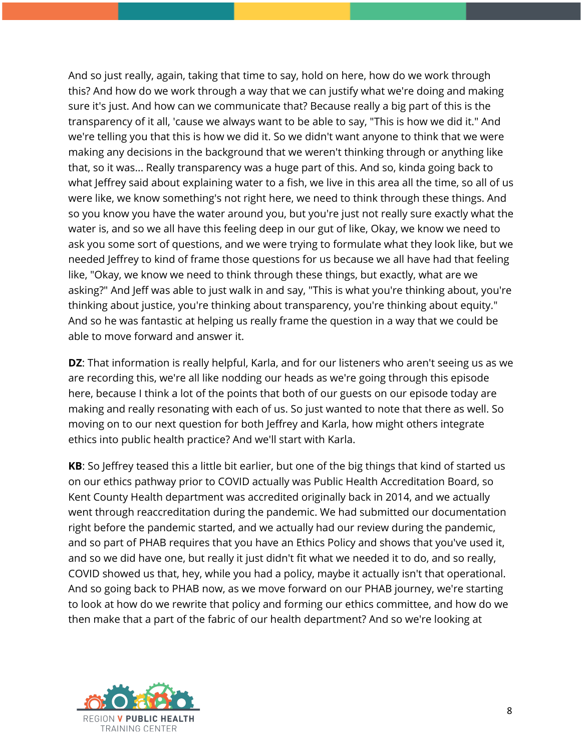And so just really, again, taking that time to say, hold on here, how do we work through this? And how do we work through a way that we can justify what we're doing and making sure it's just. And how can we communicate that? Because really a big part of this is the transparency of it all, 'cause we always want to be able to say, "This is how we did it." And we're telling you that this is how we did it. So we didn't want anyone to think that we were making any decisions in the background that we weren't thinking through or anything like that, so it was... Really transparency was a huge part of this. And so, kinda going back to what Jeffrey said about explaining water to a fish, we live in this area all the time, so all of us were like, we know something's not right here, we need to think through these things. And so you know you have the water around you, but you're just not really sure exactly what the water is, and so we all have this feeling deep in our gut of like, Okay, we know we need to ask you some sort of questions, and we were trying to formulate what they look like, but we needed Jeffrey to kind of frame those questions for us because we all have had that feeling like, "Okay, we know we need to think through these things, but exactly, what are we asking?" And Jeff was able to just walk in and say, "This is what you're thinking about, you're thinking about justice, you're thinking about transparency, you're thinking about equity." And so he was fantastic at helping us really frame the question in a way that we could be able to move forward and answer it.

**DZ**: That information is really helpful, Karla, and for our listeners who aren't seeing us as we are recording this, we're all like nodding our heads as we're going through this episode here, because I think a lot of the points that both of our guests on our episode today are making and really resonating with each of us. So just wanted to note that there as well. So moving on to our next question for both Jeffrey and Karla, how might others integrate ethics into public health practice? And we'll start with Karla.

**KB**: So Jeffrey teased this a little bit earlier, but one of the big things that kind of started us on our ethics pathway prior to COVID actually was Public Health Accreditation Board, so Kent County Health department was accredited originally back in 2014, and we actually went through reaccreditation during the pandemic. We had submitted our documentation right before the pandemic started, and we actually had our review during the pandemic, and so part of PHAB requires that you have an Ethics Policy and shows that you've used it, and so we did have one, but really it just didn't fit what we needed it to do, and so really, COVID showed us that, hey, while you had a policy, maybe it actually isn't that operational. And so going back to PHAB now, as we move forward on our PHAB journey, we're starting to look at how do we rewrite that policy and forming our ethics committee, and how do we then make that a part of the fabric of our health department? And so we're looking at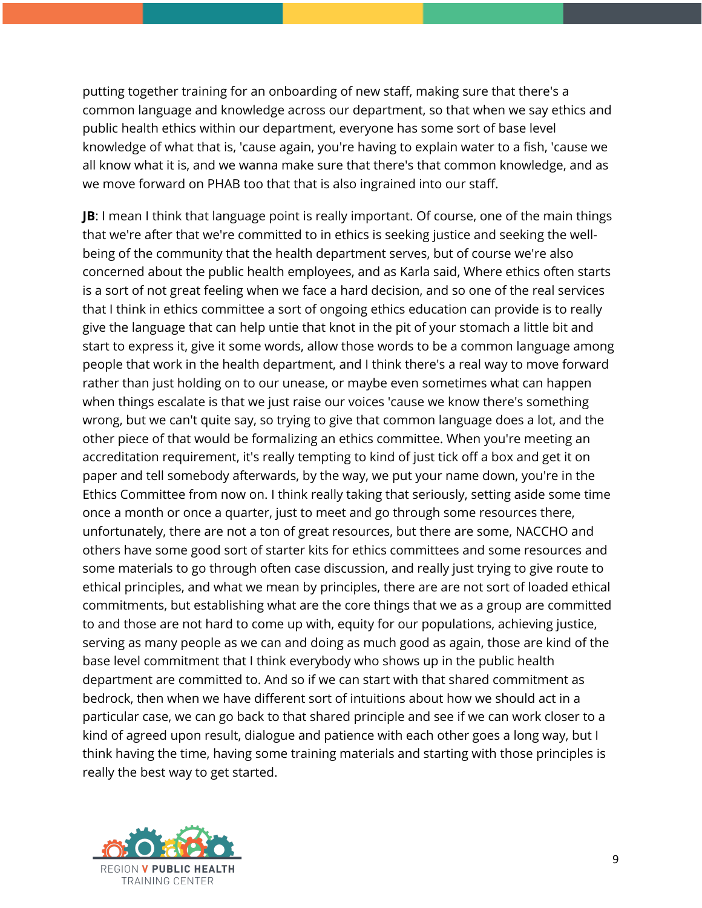putting together training for an onboarding of new staff, making sure that there's a common language and knowledge across our department, so that when we say ethics and public health ethics within our department, everyone has some sort of base level knowledge of what that is, 'cause again, you're having to explain water to a fish, 'cause we all know what it is, and we wanna make sure that there's that common knowledge, and as we move forward on PHAB too that that is also ingrained into our staff.

**JB**: I mean I think that language point is really important. Of course, one of the main things that we're after that we're committed to in ethics is seeking justice and seeking the well-being of the community that the health department serves, but of course we're also concerned about the public health employees, and as Karla said, Where ethics often starts is a sort of not great feeling when we face a hard decision, and so one of the real services that I think in ethics committee a sort of ongoing ethics education can provide is to really give the language that can help untie that knot in the pit of your stomach a little bit and start to express it, give it some words, allow those words to be a common language among people that work in the health department, and I think there's a real way to move forward rather than just holding on to our unease, or maybe even sometimes what can happen when things escalate is that we just raise our voices 'cause we know there's something wrong, but we can't quite say, so trying to give that common language does a lot, and the other piece of that would be formalizing an ethics committee. When you're meeting an accreditation requirement, it's really tempting to kind of just tick off a box and get it on paper and tell somebody afterwards, by the way, we put your name down, you're in the Ethics Committee from now on. I think really taking that seriously, setting aside some time once a month or once a quarter, just to meet and go through some resources there, unfortunately, there are not a ton of great resources, but there are some, NACCHO and others have some good sort of starter kits for ethics committees and some resources and some materials to go through often case discussion, and really just trying to give route to ethical principles, and what we mean by principles, there are are not sort of loaded ethical commitments, but establishing what are the core things that we as a group are committed to and those are not hard to come up with, equity for our populations, achieving justice, serving as many people as we can and doing as much good as again, those are kind of the base level commitment that I think everybody who shows up in the public health department are committed to. And so if we can start with that shared commitment as bedrock, then when we have different sort of intuitions about how we should act in a particular case, we can go back to that shared principle and see if we can work closer to a kind of agreed upon result, dialogue and patience with each other goes a long way, but I think having the time, having some training materials and starting with those principles is really the best way to get started.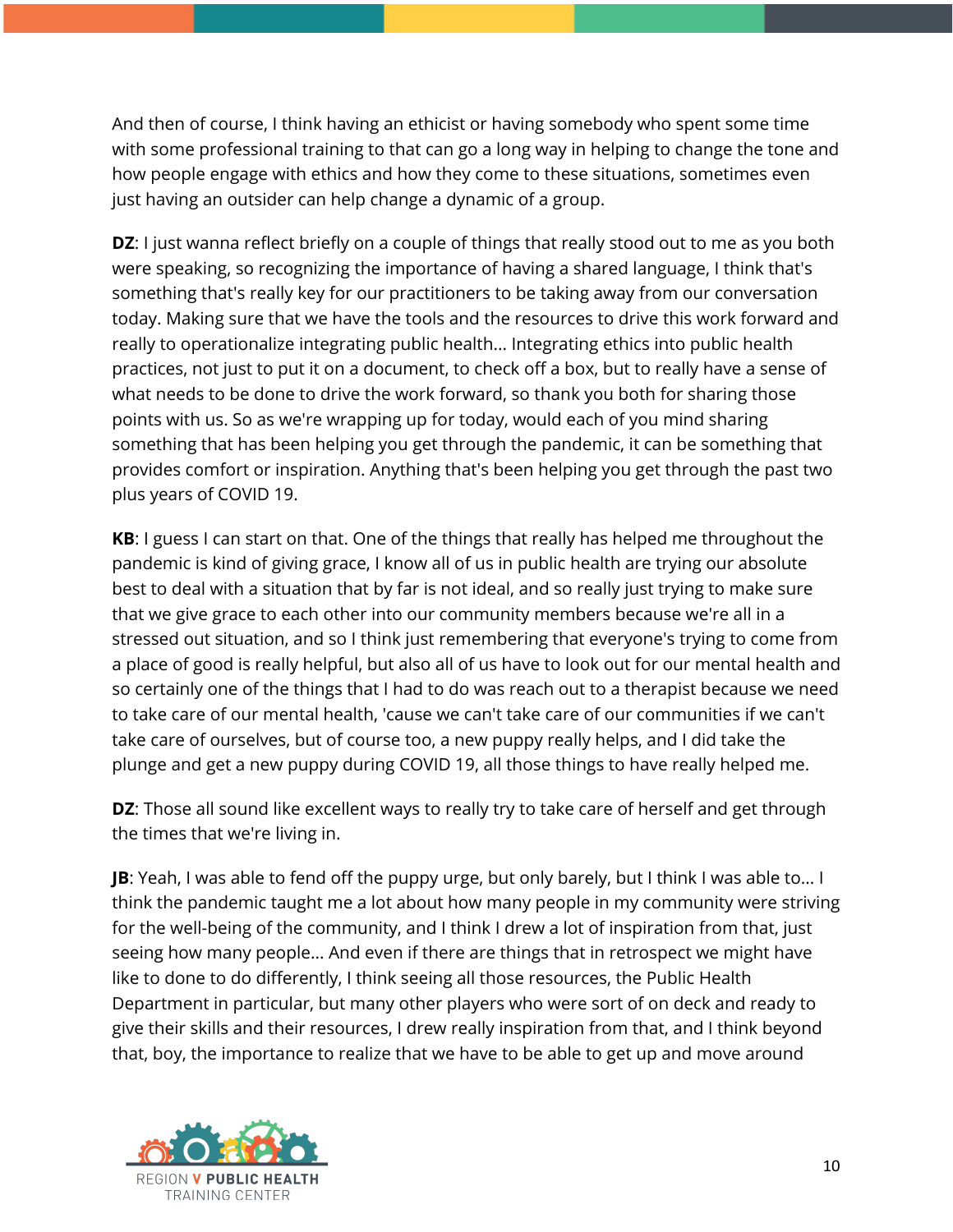And then of course, I think having an ethicist or having somebody who spent some time with some professional training to that can go a long way in helping to change the tone and how people engage with ethics and how they come to these situations, sometimes even just having an outsider can help change a dynamic of a group.

**DZ**: I just wanna reflect briefly on a couple of things that really stood out to me as you both were speaking, so recognizing the importance of having a shared language, I think that's something that's really key for our practitioners to be taking away from our conversation today. Making sure that we have the tools and the resources to drive this work forward and really to operationalize integrating public health... Integrating ethics into public health practices, not just to put it on a document, to check off a box, but to really have a sense of what needs to be done to drive the work forward, so thank you both for sharing those points with us. So as we're wrapping up for today, would each of you mind sharing something that has been helping you get through the pandemic, it can be something that provides comfort or inspiration. Anything that's been helping you get through the past two plus years of COVID 19.

**KB**: I guess I can start on that. One of the things that really has helped me throughout the pandemic is kind of giving grace, I know all of us in public health are trying our absolute best to deal with a situation that by far is not ideal, and so really just trying to make sure that we give grace to each other into our community members because we're all in a stressed out situation, and so I think just remembering that everyone's trying to come from a place of good is really helpful, but also all of us have to look out for our mental health and so certainly one of the things that I had to do was reach out to a therapist because we need to take care of our mental health, 'cause we can't take care of our communities if we can't take care of ourselves, but of course too, a new puppy really helps, and I did take the plunge and get a new puppy during COVID 19, all those things to have really helped me.

**DZ**: Those all sound like excellent ways to really try to take care of herself and get through the times that we're living in.

**JB**: Yeah, I was able to fend off the puppy urge, but only barely, but I think I was able to... I think the pandemic taught me a lot about how many people in my community were striving for the well-being of the community, and I think I drew a lot of inspiration from that, just seeing how many people... And even if there are things that in retrospect we might have like to done to do differently, I think seeing all those resources, the Public Health Department in particular, but many other players who were sort of on deck and ready to give their skills and their resources, I drew really inspiration from that, and I think beyond that, boy, the importance to realize that we have to be able to get up and move around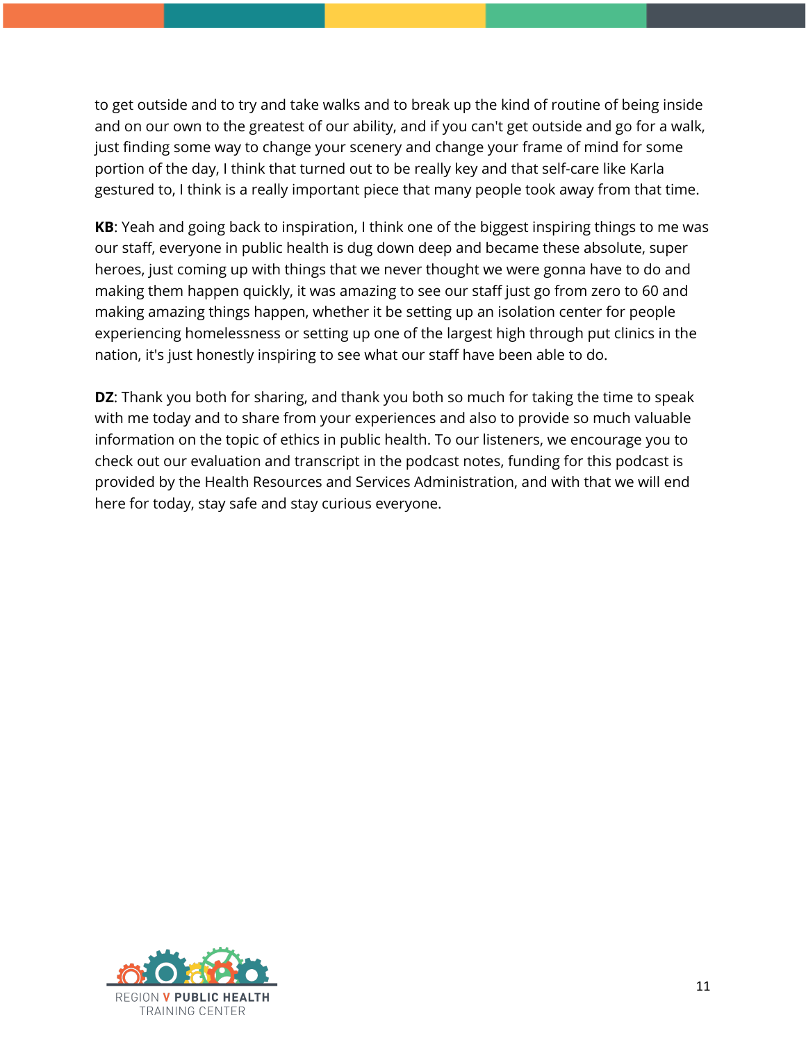to get outside and to try and take walks and to break up the kind of routine of being inside and on our own to the greatest of our ability, and if you can't get outside and go for a walk, just finding some way to change your scenery and change your frame of mind for some portion of the day, I think that turned out to be really key and that self-care like Karla gestured to, I think is a really important piece that many people took away from that time.

**KB**: Yeah and going back to inspiration, I think one of the biggest inspiring things to me was our staff, everyone in public health is dug down deep and became these absolute, super heroes, just coming up with things that we never thought we were gonna have to do and making them happen quickly, it was amazing to see our staff just go from zero to 60 and making amazing things happen, whether it be setting up an isolation center for people experiencing homelessness or setting up one of the largest high through put clinics in the nation, it's just honestly inspiring to see what our staff have been able to do.

**DZ**: Thank you both for sharing, and thank you both so much for taking the time to speak with me today and to share from your experiences and also to provide so much valuable information on the topic of ethics in public health. To our listeners, we encourage you to check out our evaluation and transcript in the podcast notes, funding for this podcast is provided by the Health Resources and Services Administration, and with that we will end here for today, stay safe and stay curious everyone.